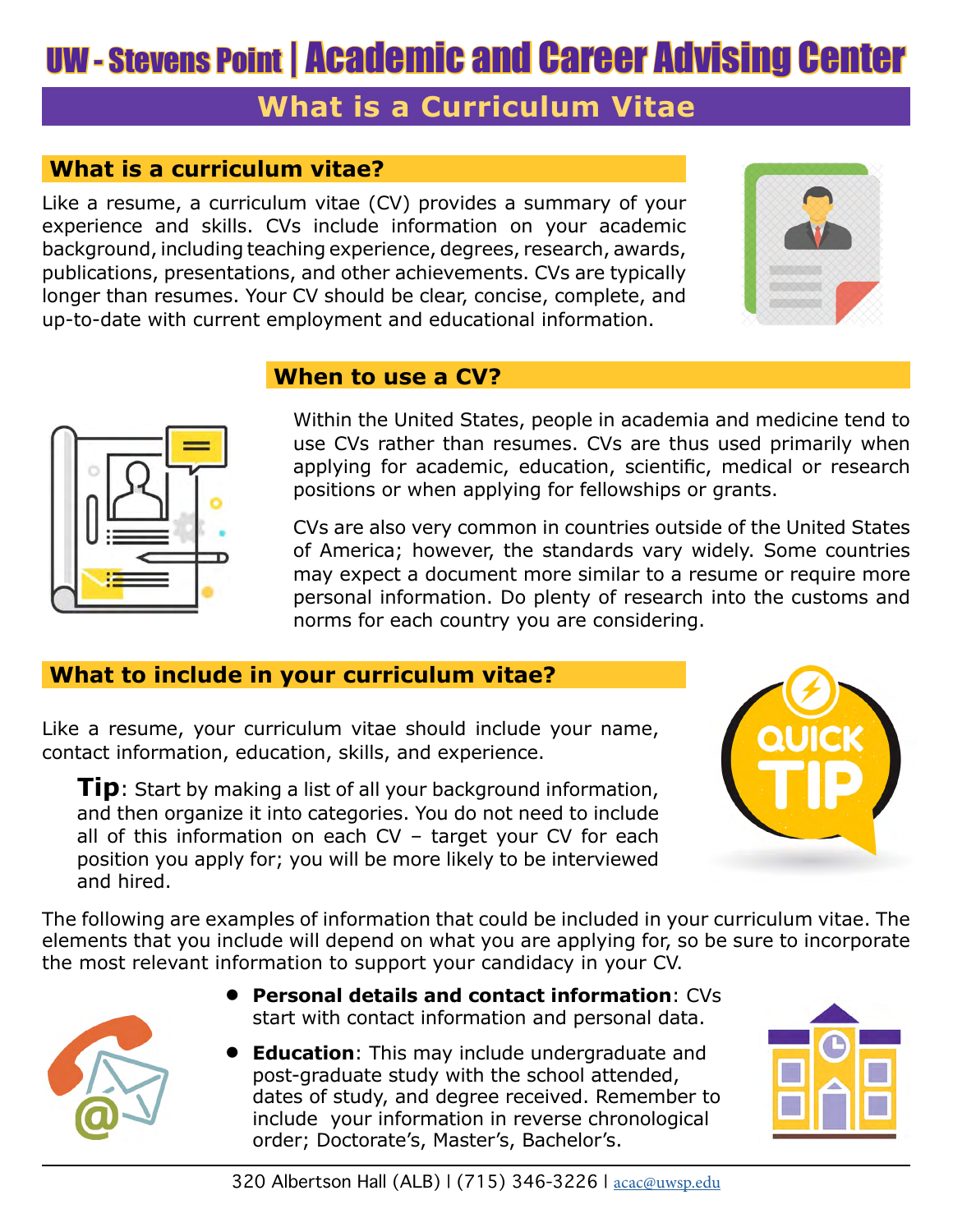# UW - Stevens Point | Academic and Career Advising Center

## What is a Curriculum Vitae

### What is a curriculum vitae?

Like a resume, a curriculum vitae (CV) provides a summary of your experience and skills. CVs include information on your academic background, including teaching experience, degrees, research, awards, publications, presentations, and other achievements. CVs are typically longer than resumes. Your CV should be clear, concise, complete, and up-to-date with current employment and educational information.

### When to use a CV?

Within the United States, people in academia and medicine tend to use CVs rather than resumes. CVs are thus used primarily when applying for academic, education, scientific, medical or research positions or when applying for fellowships or grants.

CVs are also very common in countries outside of the United States of America; however, the standards vary widely. Some countries may expect a document more similar to a resume or require more personal information. Do plenty of research into the customs and norms for each country you are considering.

### What to include in your curriculum vitae?

Like a resume, your curriculum vitae should include your name, contact information, education, skills, and experience.

**Tip**: Start by making a list of all your background information, and then organize it into categories. You do not need to include all of this information on each CV – target your CV for each position you apply for; you will be more likely to be interviewed and hired.

The following are examples of information that could be included in your curriculum vitae. The elements that you include will depend on what you are applying for, so be sure to incorporate the most relevant information to support your candidacy in your CV.

- **Personal details and contact information**: CVs start with contact information and personal data.
- **Education**: This may include undergraduate and post-graduate study with the school attended, dates of study, and degree received. Remember to include your information in reverse chronological order; Doctorate's, Master's, Bachelor's.

320 Albertson Hall (ALB) | (715) 346-3226 | acac@uwsp.edu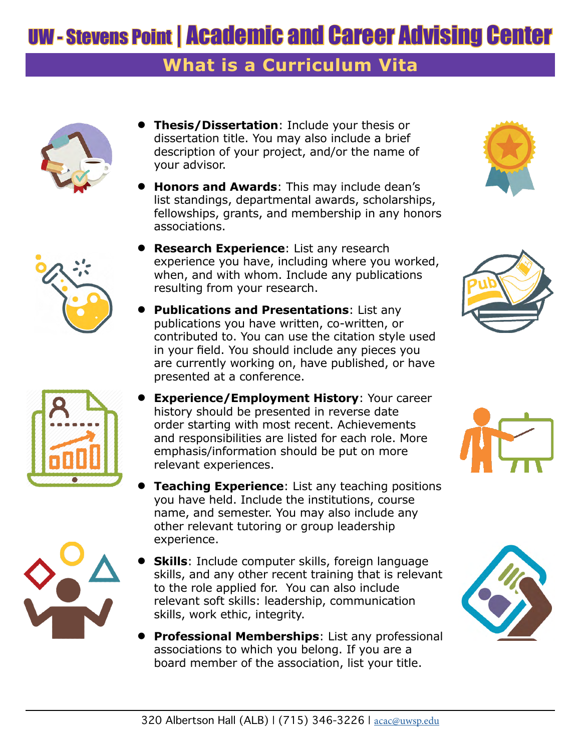# UW - Stevens Point | Academic and Career Advising Center

## What is a Curriculum Vita

- **Thesis/Dissertation**: Include your thesis or dissertation title. You may also include a brief description of your project, and/or the name of your advisor.
- **Honors and Awards**: This may include dean's list standings, departmental awards, scholarships, fellowships, grants, and membership in any honors associations.
- **Research Experience**: List any research experience you have, including where you worked, when, and with whom. Include any publications resulting from your research.
- **Publications and Presentations**: List any publications you have written, co-written, or contributed to. You can use the citation style used in your field. You should include any pieces you are currently working on, have published, or have presented at a conference.
- **Experience/Employment History**: Your career history should be presented in reverse date order starting with most recent. Achievements and responsibilities are listed for each role. More emphasis/information should be put on more relevant experiences.
- **Teaching Experience**: List any teaching positions you have held. Include the institutions, course name, and semester. You may also include any other relevant tutoring or group leadership experience.
- **Skills**: Include computer skills, foreign language skills, and any other recent training that is relevant to the role applied for. You can also include relevant soft skills: leadership, communication skills, work ethic, integrity.
- **Professional Memberships**: List any professional associations to which you belong. If you are a board member of the association, list your title.

320 Albertson Hall (ALB) | (715) 346-3226 | acac@uwsp.edu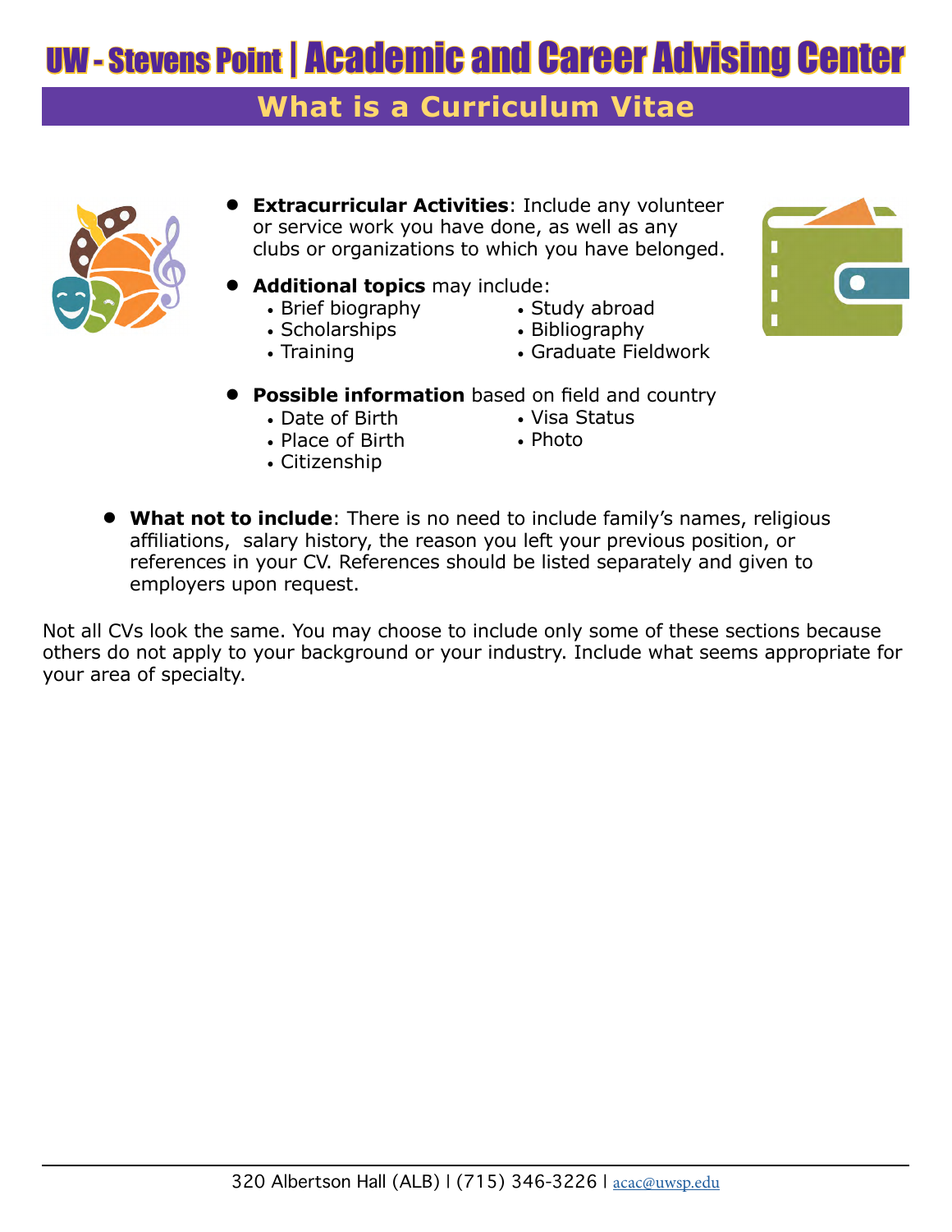# UW - Stevens Point | Academic and Career Advising Center

## What is a Curriculum Vitae

- **Extracurricular Activities**: Include any volunteer or service work you have done, as well as any clubs or organizations to which you have belonged.
- **Additional topics** may include:
  - Brief biography
  - Scholarships
  - Training
  - Study abroad
  - Bibliography
  - Graduate Fieldwork
- **Possible information** based on field and country
  - Date of Birth
  - Place of Birth
  - Citizenship
  - Visa Status
  - Photo
- **What not to include**: There is no need to include family's names, religious affiliations, salary history, the reason you left your previous position, or references in your CV. References should be listed separately and given to employers upon request.

Not all CVs look the same. You may choose to include only some of these sections because others do not apply to your background or your industry. Include what seems appropriate for your area of specialty.

320 Albertson Hall (ALB) | (715) 346-3226 | acac@uwsp.edu